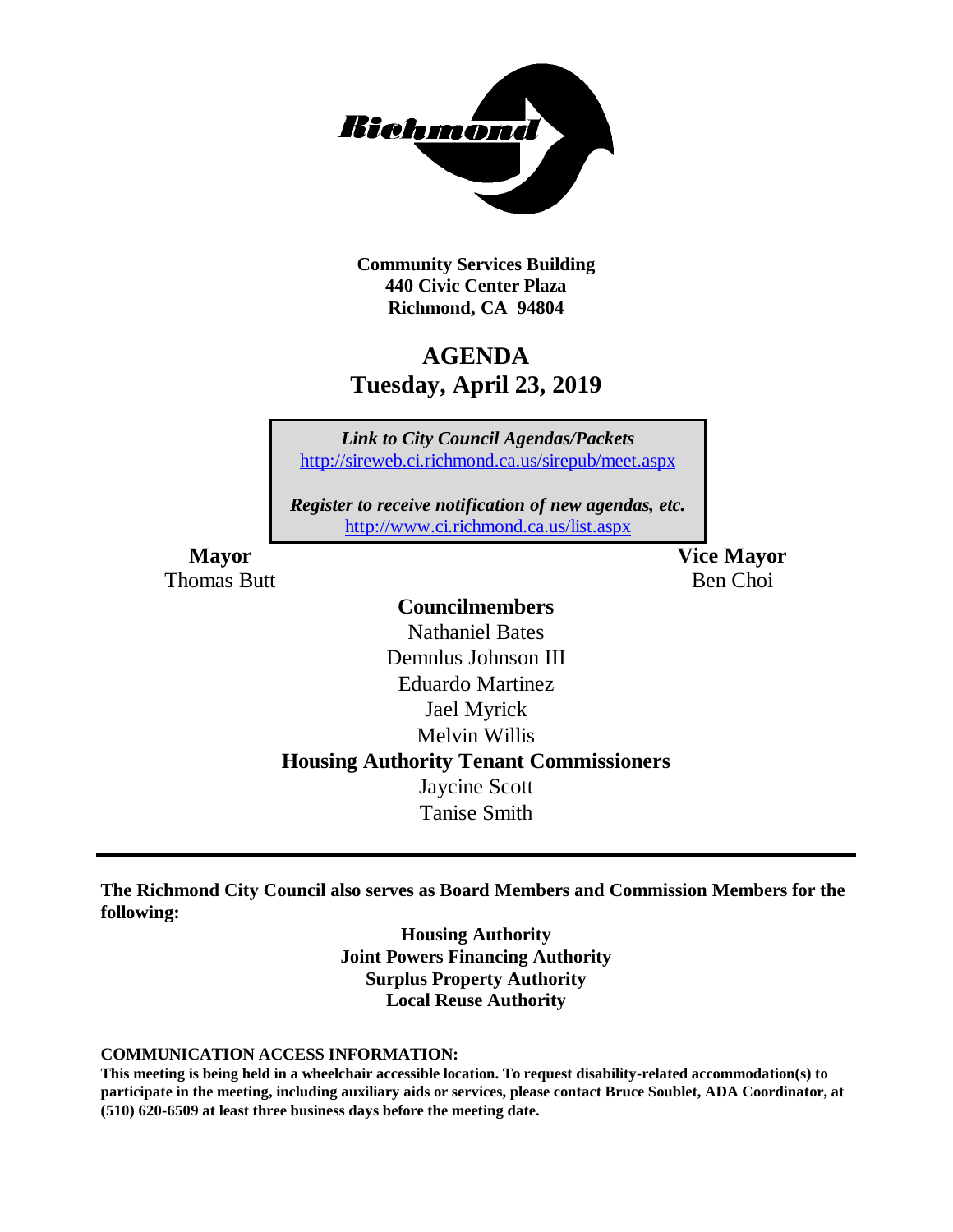Richmond

**Community Services Building**
**440 Civic Center Plaza**
**Richmond, CA 94804**

# AGENDA
## Tuesday, April 23, 2019

*Link to City Council Agendas/Packets*
http://sireweb.ci.richmond.ca.us/sirepub/meet.aspx

*Register to receive notification of new agendas, etc.*
http://www.ci.richmond.ca.us/list.aspx

**Mayor**
Thomas Butt

**Vice Mayor**
Ben Choi

**Councilmembers**
Nathaniel Bates
Demnlus Johnson III
Eduardo Martinez
Jael Myrick
Melvin Willis

**Housing Authority Tenant Commissioners**
Jaycine Scott
Tanise Smith

---

**The Richmond City Council also serves as Board Members and Commission Members for the following:**

**Housing Authority**
**Joint Powers Financing Authority**
**Surplus Property Authority**
**Local Reuse Authority**

**COMMUNICATION ACCESS INFORMATION:**
**This meeting is being held in a wheelchair accessible location. To request disability-related accommodation(s) to participate in the meeting, including auxiliary aids or services, please contact Bruce Soublet, ADA Coordinator, at (510) 620-6509 at least three business days before the meeting date.**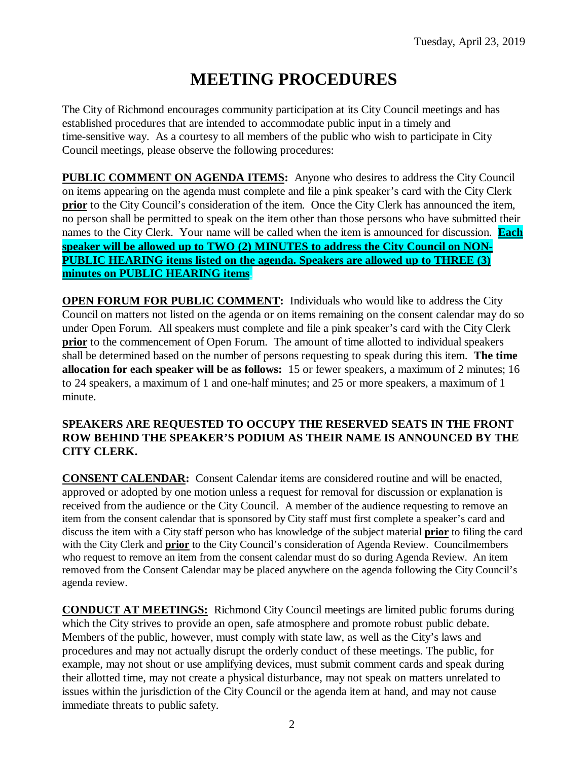# MEETING PROCEDURES

The City of Richmond encourages community participation at its City Council meetings and has established procedures that are intended to accommodate public input in a timely and time-sensitive way. As a courtesy to all members of the public who wish to participate in City Council meetings, please observe the following procedures:

**PUBLIC COMMENT ON AGENDA ITEMS:** Anyone who desires to address the City Council on items appearing on the agenda must complete and file a pink speaker's card with the City Clerk **prior** to the City Council's consideration of the item. Once the City Clerk has announced the item, no person shall be permitted to speak on the item other than those persons who have submitted their names to the City Clerk. Your name will be called when the item is announced for discussion. **Each speaker will be allowed up to TWO (2) MINUTES to address the City Council on NON-PUBLIC HEARING items listed on the agenda. Speakers are allowed up to THREE (3) minutes on PUBLIC HEARING items.**

**OPEN FORUM FOR PUBLIC COMMENT:** Individuals who would like to address the City Council on matters not listed on the agenda or on items remaining on the consent calendar may do so under Open Forum. All speakers must complete and file a pink speaker's card with the City Clerk **prior** to the commencement of Open Forum. The amount of time allotted to individual speakers shall be determined based on the number of persons requesting to speak during this item. **The time allocation for each speaker will be as follows:** 15 or fewer speakers, a maximum of 2 minutes; 16 to 24 speakers, a maximum of 1 and one-half minutes; and 25 or more speakers, a maximum of 1 minute.

**SPEAKERS ARE REQUESTED TO OCCUPY THE RESERVED SEATS IN THE FRONT ROW BEHIND THE SPEAKER'S PODIUM AS THEIR NAME IS ANNOUNCED BY THE CITY CLERK.**

**CONSENT CALENDAR:** Consent Calendar items are considered routine and will be enacted, approved or adopted by one motion unless a request for removal for discussion or explanation is received from the audience or the City Council. A member of the audience requesting to remove an item from the consent calendar that is sponsored by City staff must first complete a speaker's card and discuss the item with a City staff person who has knowledge of the subject material **prior** to filing the card with the City Clerk and **prior** to the City Council's consideration of Agenda Review. Councilmembers who request to remove an item from the consent calendar must do so during Agenda Review. An item removed from the Consent Calendar may be placed anywhere on the agenda following the City Council's agenda review.

**CONDUCT AT MEETINGS:** Richmond City Council meetings are limited public forums during which the City strives to provide an open, safe atmosphere and promote robust public debate. Members of the public, however, must comply with state law, as well as the City's laws and procedures and may not actually disrupt the orderly conduct of these meetings. The public, for example, may not shout or use amplifying devices, must submit comment cards and speak during their allotted time, may not create a physical disturbance, may not speak on matters unrelated to issues within the jurisdiction of the City Council or the agenda item at hand, and may not cause immediate threats to public safety.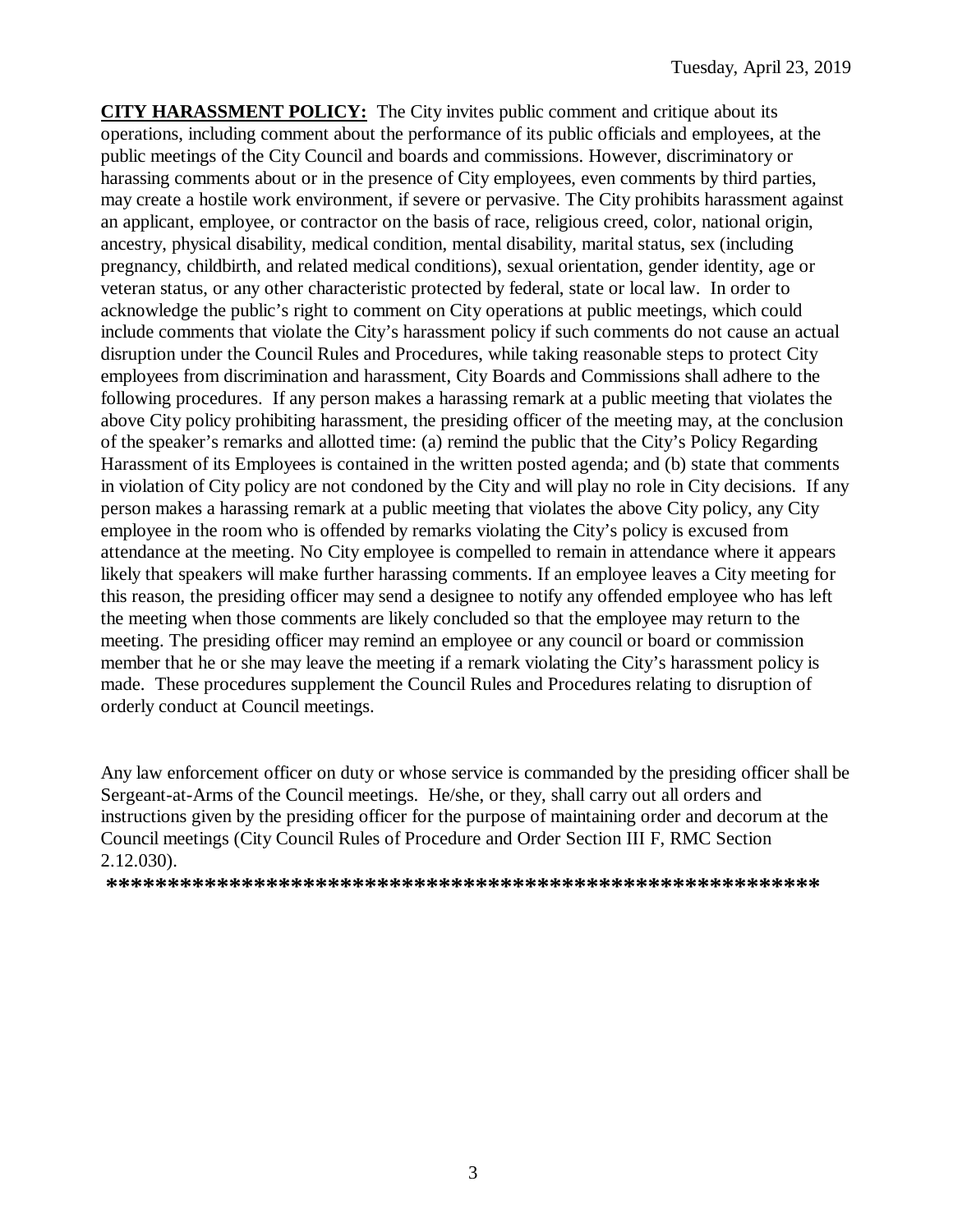**CITY HARASSMENT POLICY:** The City invites public comment and critique about its operations, including comment about the performance of its public officials and employees, at the public meetings of the City Council and boards and commissions. However, discriminatory or harassing comments about or in the presence of City employees, even comments by third parties, may create a hostile work environment, if severe or pervasive. The City prohibits harassment against an applicant, employee, or contractor on the basis of race, religious creed, color, national origin, ancestry, physical disability, medical condition, mental disability, marital status, sex (including pregnancy, childbirth, and related medical conditions), sexual orientation, gender identity, age or veteran status, or any other characteristic protected by federal, state or local law. In order to acknowledge the public's right to comment on City operations at public meetings, which could include comments that violate the City's harassment policy if such comments do not cause an actual disruption under the Council Rules and Procedures, while taking reasonable steps to protect City employees from discrimination and harassment, City Boards and Commissions shall adhere to the following procedures. If any person makes a harassing remark at a public meeting that violates the above City policy prohibiting harassment, the presiding officer of the meeting may, at the conclusion of the speaker's remarks and allotted time: (a) remind the public that the City's Policy Regarding Harassment of its Employees is contained in the written posted agenda; and (b) state that comments in violation of City policy are not condoned by the City and will play no role in City decisions. If any person makes a harassing remark at a public meeting that violates the above City policy, any City employee in the room who is offended by remarks violating the City's policy is excused from attendance at the meeting. No City employee is compelled to remain in attendance where it appears likely that speakers will make further harassing comments. If an employee leaves a City meeting for this reason, the presiding officer may send a designee to notify any offended employee who has left the meeting when those comments are likely concluded so that the employee may return to the meeting. The presiding officer may remind an employee or any council or board or commission member that he or she may leave the meeting if a remark violating the City's harassment policy is made. These procedures supplement the Council Rules and Procedures relating to disruption of orderly conduct at Council meetings.

Any law enforcement officer on duty or whose service is commanded by the presiding officer shall be Sergeant-at-Arms of the Council meetings. He/she, or they, shall carry out all orders and instructions given by the presiding officer for the purpose of maintaining order and decorum at the Council meetings (City Council Rules of Procedure and Order Section III F, RMC Section 2.12.030).

**********************************************************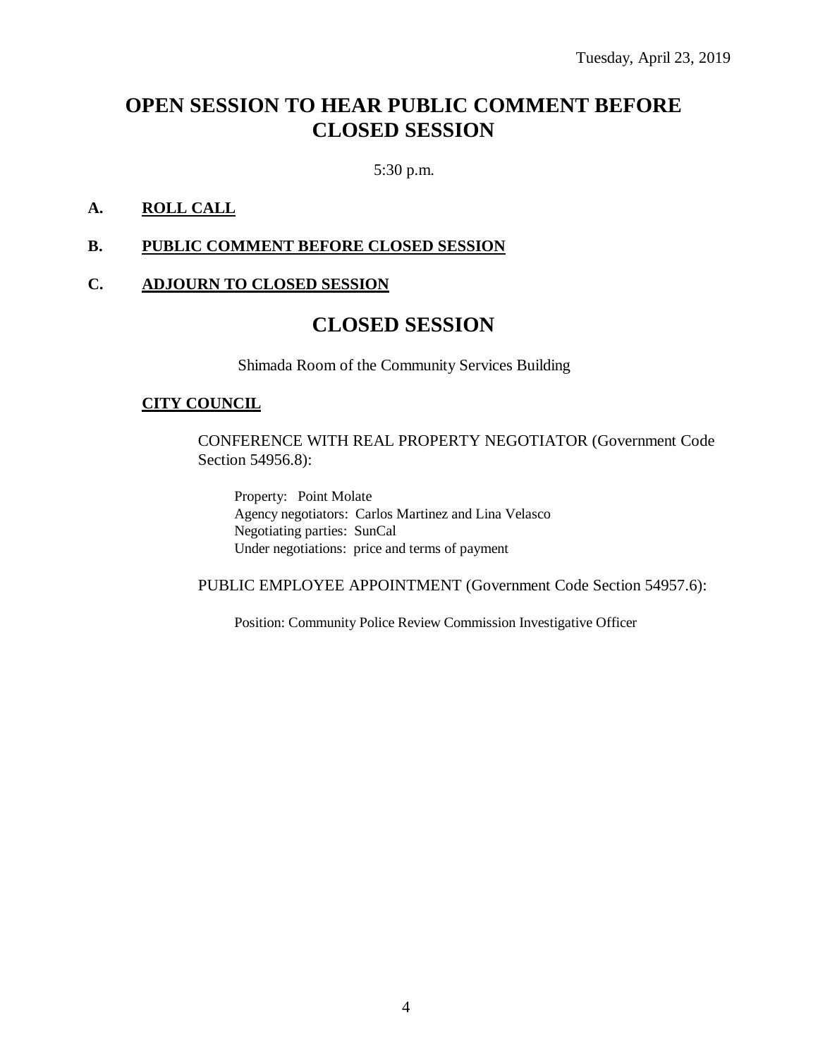Tuesday, April 23, 2019

# OPEN SESSION TO HEAR PUBLIC COMMENT BEFORE CLOSED SESSION

5:30 p.m.

**A. ROLL CALL**

**B. PUBLIC COMMENT BEFORE CLOSED SESSION**

**C. ADJOURN TO CLOSED SESSION**

# CLOSED SESSION

Shimada Room of the Community Services Building

**CITY COUNCIL**

CONFERENCE WITH REAL PROPERTY NEGOTIATOR (Government Code Section 54956.8):

Property: Point Molate
Agency negotiators: Carlos Martinez and Lina Velasco
Negotiating parties: SunCal
Under negotiations: price and terms of payment

PUBLIC EMPLOYEE APPOINTMENT (Government Code Section 54957.6):

Position: Community Police Review Commission Investigative Officer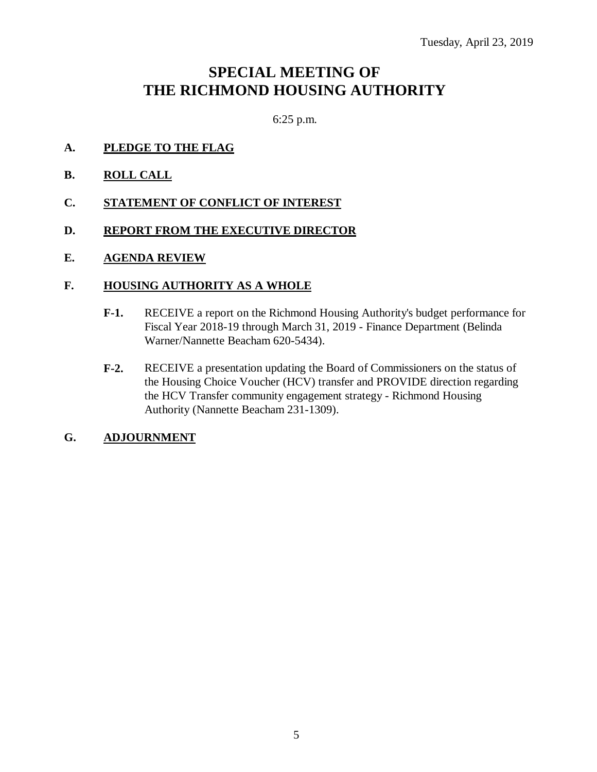Tuesday, April 23, 2019

# SPECIAL MEETING OF THE RICHMOND HOUSING AUTHORITY

6:25 p.m.

**A. PLEDGE TO THE FLAG**

**B. ROLL CALL**

**C. STATEMENT OF CONFLICT OF INTEREST**

**D. REPORT FROM THE EXECUTIVE DIRECTOR**

**E. AGENDA REVIEW**

**F. HOUSING AUTHORITY AS A WHOLE**

**F-1.** RECEIVE a report on the Richmond Housing Authority's budget performance for Fiscal Year 2018-19 through March 31, 2019 - Finance Department (Belinda Warner/Nannette Beacham 620-5434).

**F-2.** RECEIVE a presentation updating the Board of Commissioners on the status of the Housing Choice Voucher (HCV) transfer and PROVIDE direction regarding the HCV Transfer community engagement strategy - Richmond Housing Authority (Nannette Beacham 231-1309).

**G. ADJOURNMENT**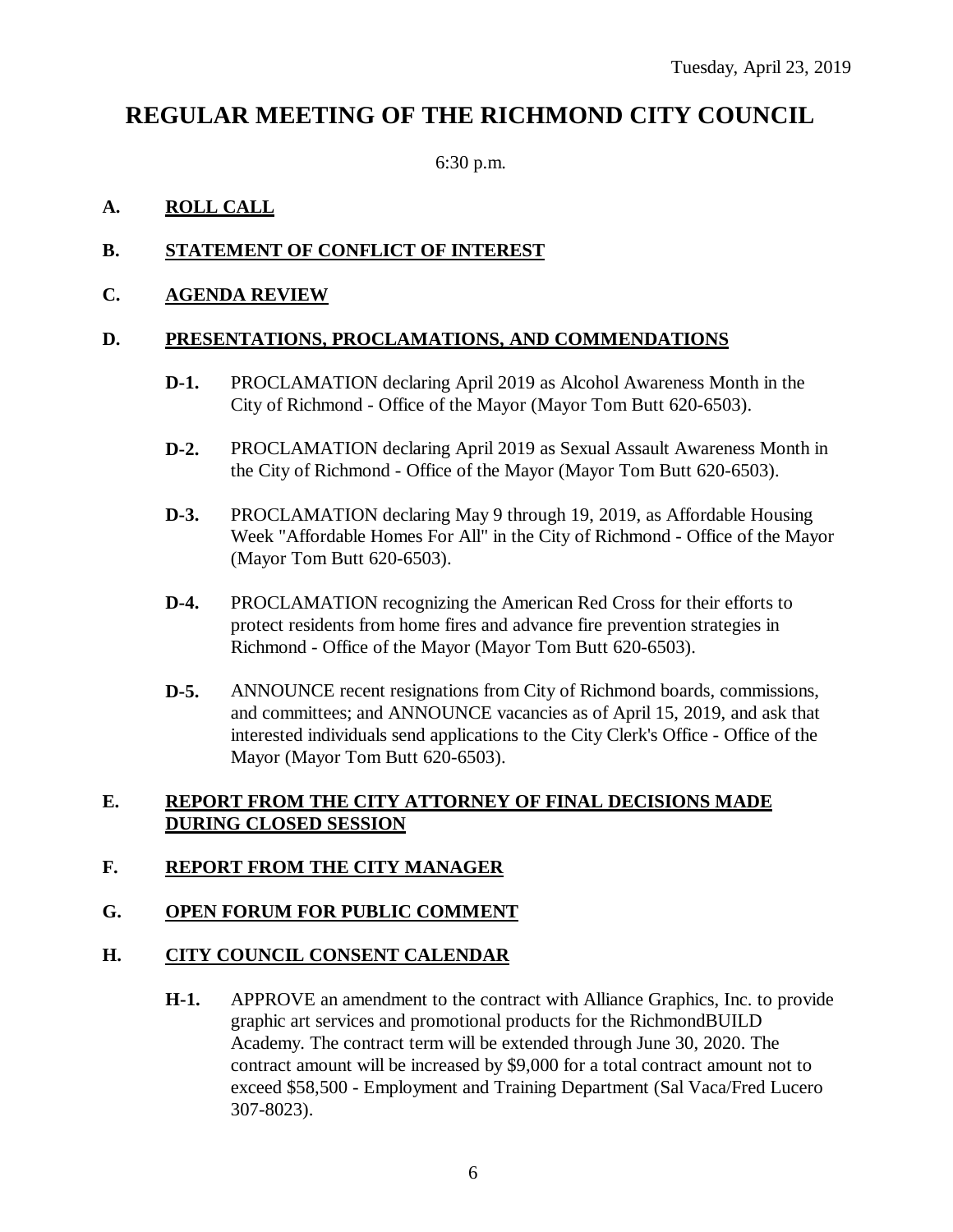Tuesday, April 23, 2019

# REGULAR MEETING OF THE RICHMOND CITY COUNCIL

6:30 p.m.

## A. ROLL CALL

## B. STATEMENT OF CONFLICT OF INTEREST

## C. AGENDA REVIEW

## D. PRESENTATIONS, PROCLAMATIONS, AND COMMENDATIONS

**D-1.** PROCLAMATION declaring April 2019 as Alcohol Awareness Month in the City of Richmond - Office of the Mayor (Mayor Tom Butt 620-6503).

**D-2.** PROCLAMATION declaring April 2019 as Sexual Assault Awareness Month in the City of Richmond - Office of the Mayor (Mayor Tom Butt 620-6503).

**D-3.** PROCLAMATION declaring May 9 through 19, 2019, as Affordable Housing Week "Affordable Homes For All" in the City of Richmond - Office of the Mayor (Mayor Tom Butt 620-6503).

**D-4.** PROCLAMATION recognizing the American Red Cross for their efforts to protect residents from home fires and advance fire prevention strategies in Richmond - Office of the Mayor (Mayor Tom Butt 620-6503).

**D-5.** ANNOUNCE recent resignations from City of Richmond boards, commissions, and committees; and ANNOUNCE vacancies as of April 15, 2019, and ask that interested individuals send applications to the City Clerk's Office - Office of the Mayor (Mayor Tom Butt 620-6503).

## E. REPORT FROM THE CITY ATTORNEY OF FINAL DECISIONS MADE DURING CLOSED SESSION

## F. REPORT FROM THE CITY MANAGER

## G. OPEN FORUM FOR PUBLIC COMMENT

## H. CITY COUNCIL CONSENT CALENDAR

**H-1.** APPROVE an amendment to the contract with Alliance Graphics, Inc. to provide graphic art services and promotional products for the RichmondBUILD Academy. The contract term will be extended through June 30, 2020. The contract amount will be increased by $9,000 for a total contract amount not to exceed $58,500 - Employment and Training Department (Sal Vaca/Fred Lucero 307-8023).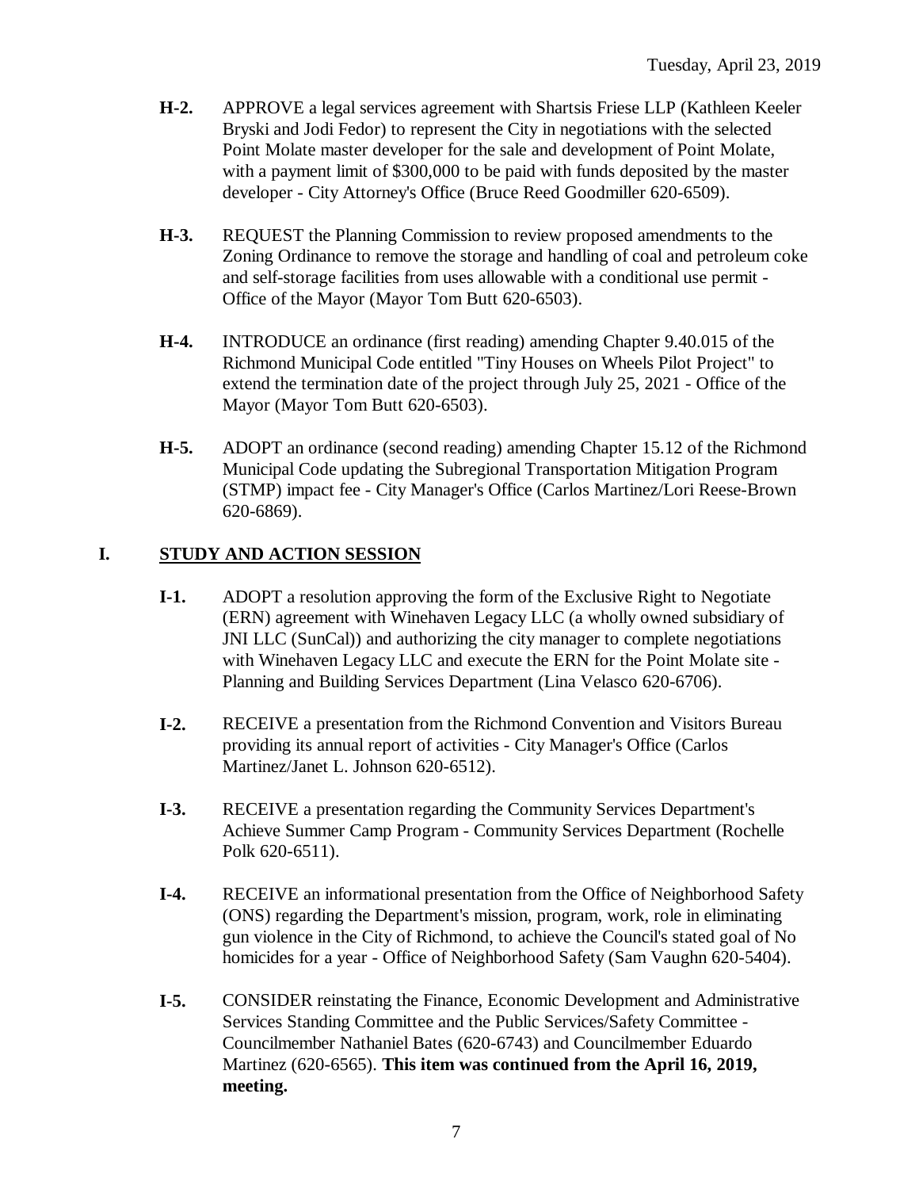**H-2.** APPROVE a legal services agreement with Shartsis Friese LLP (Kathleen Keeler Bryski and Jodi Fedor) to represent the City in negotiations with the selected Point Molate master developer for the sale and development of Point Molate, with a payment limit of $300,000 to be paid with funds deposited by the master developer - City Attorney's Office (Bruce Reed Goodmiller 620-6509).

**H-3.** REQUEST the Planning Commission to review proposed amendments to the Zoning Ordinance to remove the storage and handling of coal and petroleum coke and self-storage facilities from uses allowable with a conditional use permit - Office of the Mayor (Mayor Tom Butt 620-6503).

**H-4.** INTRODUCE an ordinance (first reading) amending Chapter 9.40.015 of the Richmond Municipal Code entitled "Tiny Houses on Wheels Pilot Project" to extend the termination date of the project through July 25, 2021 - Office of the Mayor (Mayor Tom Butt 620-6503).

**H-5.** ADOPT an ordinance (second reading) amending Chapter 15.12 of the Richmond Municipal Code updating the Subregional Transportation Mitigation Program (STMP) impact fee - City Manager's Office (Carlos Martinez/Lori Reese-Brown 620-6869).

## I. STUDY AND ACTION SESSION

**I-1.** ADOPT a resolution approving the form of the Exclusive Right to Negotiate (ERN) agreement with Winehaven Legacy LLC (a wholly owned subsidiary of JNI LLC (SunCal)) and authorizing the city manager to complete negotiations with Winehaven Legacy LLC and execute the ERN for the Point Molate site - Planning and Building Services Department (Lina Velasco 620-6706).

**I-2.** RECEIVE a presentation from the Richmond Convention and Visitors Bureau providing its annual report of activities - City Manager's Office (Carlos Martinez/Janet L. Johnson 620-6512).

**I-3.** RECEIVE a presentation regarding the Community Services Department's Achieve Summer Camp Program - Community Services Department (Rochelle Polk 620-6511).

**I-4.** RECEIVE an informational presentation from the Office of Neighborhood Safety (ONS) regarding the Department's mission, program, work, role in eliminating gun violence in the City of Richmond, to achieve the Council's stated goal of No homicides for a year - Office of Neighborhood Safety (Sam Vaughn 620-5404).

**I-5.** CONSIDER reinstating the Finance, Economic Development and Administrative Services Standing Committee and the Public Services/Safety Committee - Councilmember Nathaniel Bates (620-6743) and Councilmember Eduardo Martinez (620-6565). **This item was continued from the April 16, 2019, meeting.**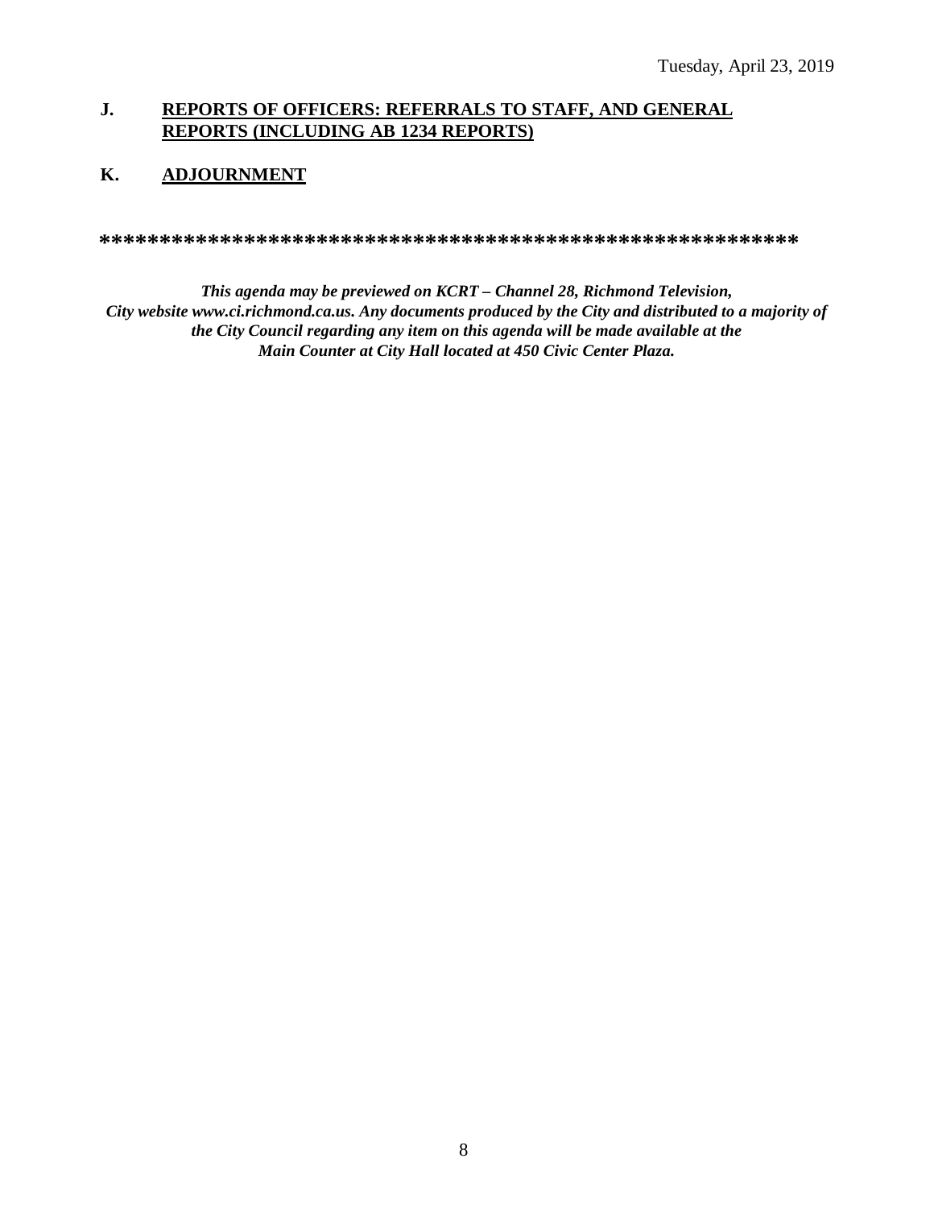## J. REPORTS OF OFFICERS: REFERRALS TO STAFF, AND GENERAL REPORTS (INCLUDING AB 1234 REPORTS)

## K. ADJOURNMENT

**********************************************************

***This agenda may be previewed on KCRT – Channel 28, Richmond Television, City website www.ci.richmond.ca.us. Any documents produced by the City and distributed to a majority of the City Council regarding any item on this agenda will be made available at the Main Counter at City Hall located at 450 Civic Center Plaza.***